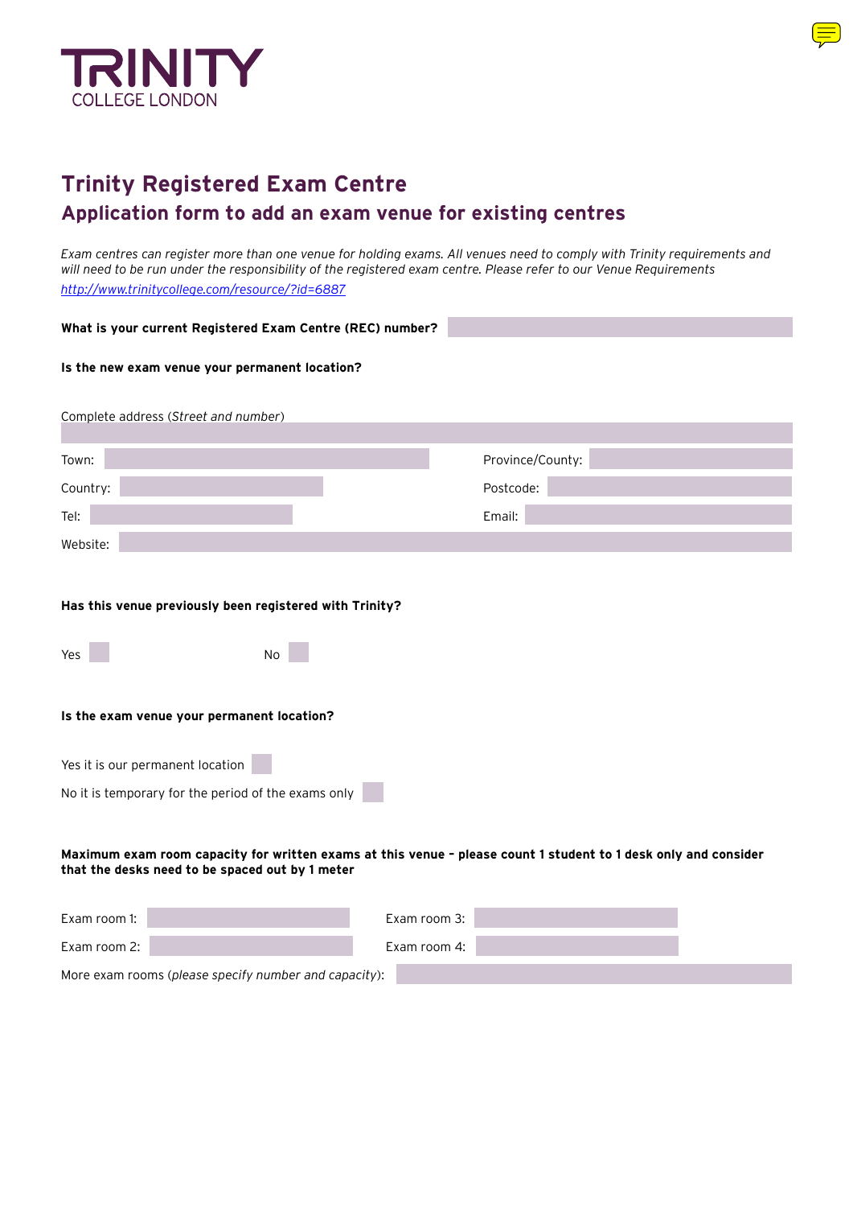TRINITY
COLLEGE LONDON

# Trinity Registered Exam Centre

## Application form to add an exam venue for existing centres

*Exam centres can register more than one venue for holding exams. All venues need to comply with Trinity requirements and will need to be run under the responsibility of the registered exam centre. Please refer to our Venue Requirements* *http://www.trinitycollege.com/resource/?id=6887*

**What is your current Registered Exam Centre (REC) number?**

**Is the new exam venue your permanent location?**

Complete address (*Street and number*)

Town:

Province/County:

Country:

Postcode:

Tel:

Email:

Website:

**Has this venue previously been registered with Trinity?**

Yes

No

**Is the exam venue your permanent location?**

Yes it is our permanent location

No it is temporary for the period of the exams only

**Maximum exam room capacity for written exams at this venue – please count 1 student to 1 desk only and consider that the desks need to be spaced out by 1 meter**

Exam room 1:

Exam room 3:

Exam room 2:

Exam room 4:

More exam rooms (*please specify number and capacity*):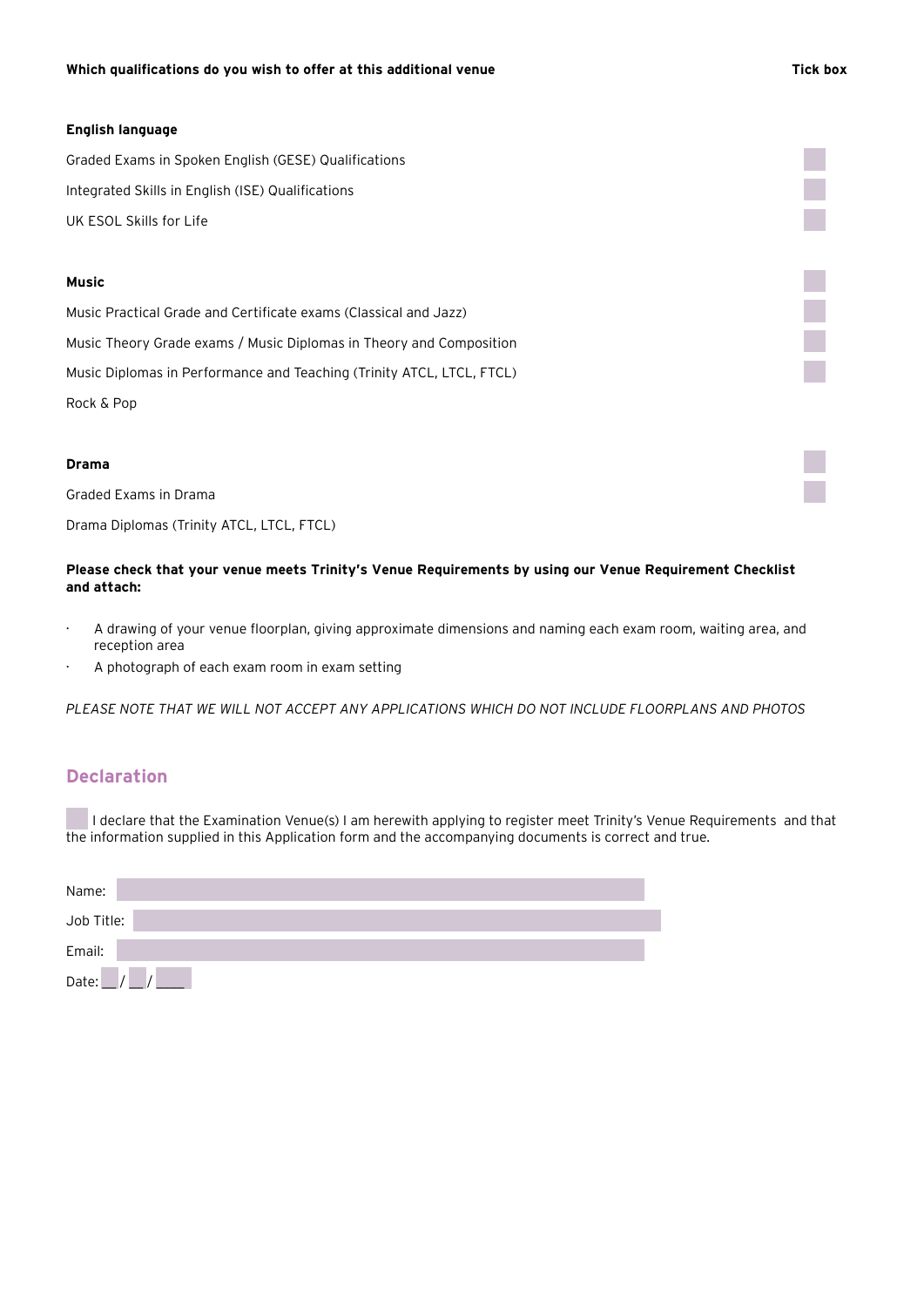**Which qualifications do you wish to offer at this additional venue** **Tick box**

**English language**

Graded Exams in Spoken English (GESE) Qualifications

Integrated Skills in English (ISE) Qualifications

UK ESOL Skills for Life

**Music**

Music Practical Grade and Certificate exams (Classical and Jazz)

Music Theory Grade exams / Music Diplomas in Theory and Composition

Music Diplomas in Performance and Teaching (Trinity ATCL, LTCL, FTCL)

Rock & Pop

**Drama**

Graded Exams in Drama

Drama Diplomas (Trinity ATCL, LTCL, FTCL)

**Please check that your venue meets Trinity's Venue Requirements by using our Venue Requirement Checklist and attach:**

- A drawing of your venue floorplan, giving approximate dimensions and naming each exam room, waiting area, and reception area
- A photograph of each exam room in exam setting

*PLEASE NOTE THAT WE WILL NOT ACCEPT ANY APPLICATIONS WHICH DO NOT INCLUDE FLOORPLANS AND PHOTOS*

## Declaration

I declare that the Examination Venue(s) I am herewith applying to register meet Trinity's Venue Requirements and that the information supplied in this Application form and the accompanying documents is correct and true.

Name:

Job Title:

Email:

Date: __ / __ / ____